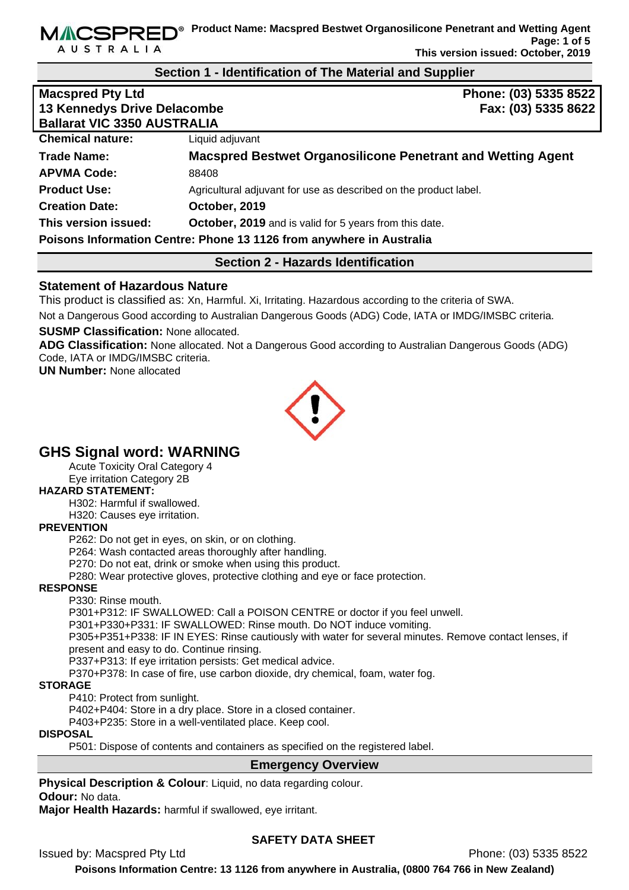## Section 1 - Identification of The Material and Supplier

**Macspred Pty Ltd**
**13 Kennedys Drive Delacombe**
**Ballarat VIC 3350 AUSTRALIA**

**Phone: (03) 5335 8522**
**Fax: (03) 5335 8622**

| | |
|---|---|
| **Chemical nature:** | Liquid adjuvant |
| **Trade Name:** | **Macspred Bestwet Organosilicone Penetrant and Wetting Agent** |
| **APVMA Code:** | 88408 |
| **Product Use:** | Agricultural adjuvant for use as described on the product label. |
| **Creation Date:** | **October, 2019** |
| **This version issued:** | **October, 2019** and is valid for 5 years from this date. |

**Poisons Information Centre: Phone 13 1126 from anywhere in Australia**

## Section 2 - Hazards Identification

### Statement of Hazardous Nature

This product is classified as: Xn, Harmful. Xi, Irritating. Hazardous according to the criteria of SWA.

Not a Dangerous Good according to Australian Dangerous Goods (ADG) Code, IATA or IMDG/IMSBC criteria.

**SUSMP Classification:** None allocated.

**ADG Classification:** None allocated. Not a Dangerous Good according to Australian Dangerous Goods (ADG) Code, IATA or IMDG/IMSBC criteria.

**UN Number:** None allocated

## GHS Signal word: WARNING

Acute Toxicity Oral Category 4
Eye irritation Category 2B

**HAZARD STATEMENT:**

H302: Harmful if swallowed.
H320: Causes eye irritation.

**PREVENTION**

P262: Do not get in eyes, on skin, or on clothing.
P264: Wash contacted areas thoroughly after handling.
P270: Do not eat, drink or smoke when using this product.
P280: Wear protective gloves, protective clothing and eye or face protection.

**RESPONSE**

P330: Rinse mouth.
P301+P312: IF SWALLOWED: Call a POISON CENTRE or doctor if you feel unwell.
P301+P330+P331: IF SWALLOWED: Rinse mouth. Do NOT induce vomiting.
P305+P351+P338: IF IN EYES: Rinse cautiously with water for several minutes. Remove contact lenses, if present and easy to do. Continue rinsing.
P337+P313: If eye irritation persists: Get medical advice.
P370+P378: In case of fire, use carbon dioxide, dry chemical, foam, water fog.

**STORAGE**

P410: Protect from sunlight.
P402+P404: Store in a dry place. Store in a closed container.
P403+P235: Store in a well-ventilated place. Keep cool.

**DISPOSAL**

P501: Dispose of contents and containers as specified on the registered label.

## Emergency Overview

**Physical Description & Colour**: Liquid, no data regarding colour.

**Odour:** No data.

**Major Health Hazards:** harmful if swallowed, eye irritant.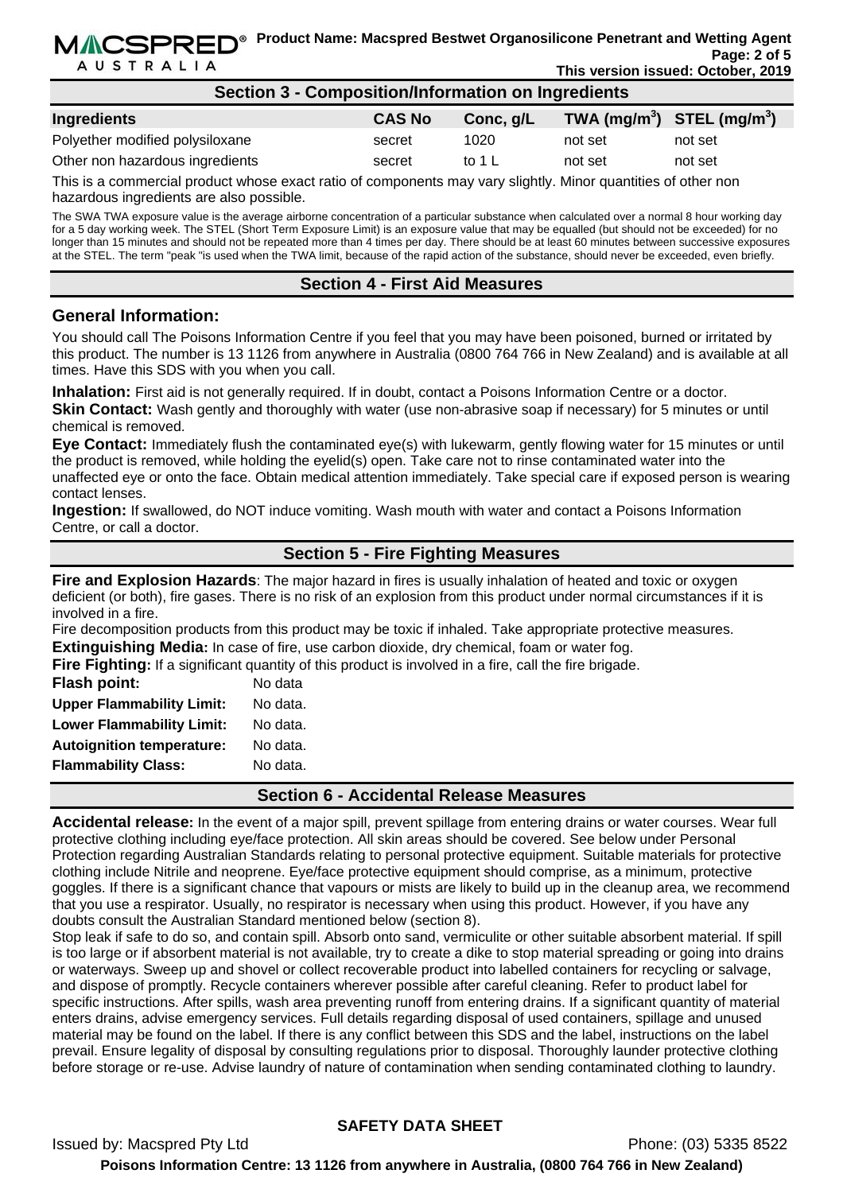## Section 3 - Composition/Information on Ingredients

| Ingredients | CAS No | Conc, g/L | TWA ($mg/m^3$) | STEL ($mg/m^3$) |
|---|---|---|---|---|
| Polyether modified polysiloxane | secret | 1020 | not set | not set |
| Other non hazardous ingredients | secret | to 1 L | not set | not set |

This is a commercial product whose exact ratio of components may vary slightly. Minor quantities of other non hazardous ingredients are also possible.

The SWA TWA exposure value is the average airborne concentration of a particular substance when calculated over a normal 8 hour working day for a 5 day working week. The STEL (Short Term Exposure Limit) is an exposure value that may be equalled (but should not be exceeded) for no longer than 15 minutes and should not be repeated more than 4 times per day. There should be at least 60 minutes between successive exposures at the STEL. The term "peak "is used when the TWA limit, because of the rapid action of the substance, should never be exceeded, even briefly.

## Section 4 - First Aid Measures

### General Information:

You should call The Poisons Information Centre if you feel that you may have been poisoned, burned or irritated by this product. The number is 13 1126 from anywhere in Australia (0800 764 766 in New Zealand) and is available at all times. Have this SDS with you when you call.

**Inhalation:** First aid is not generally required. If in doubt, contact a Poisons Information Centre or a doctor.

**Skin Contact:** Wash gently and thoroughly with water (use non-abrasive soap if necessary) for 5 minutes or until chemical is removed.

**Eye Contact:** Immediately flush the contaminated eye(s) with lukewarm, gently flowing water for 15 minutes or until the product is removed, while holding the eyelid(s) open. Take care not to rinse contaminated water into the unaffected eye or onto the face. Obtain medical attention immediately. Take special care if exposed person is wearing contact lenses.

**Ingestion:** If swallowed, do NOT induce vomiting. Wash mouth with water and contact a Poisons Information Centre, or call a doctor.

## Section 5 - Fire Fighting Measures

**Fire and Explosion Hazards**: The major hazard in fires is usually inhalation of heated and toxic or oxygen deficient (or both), fire gases. There is no risk of an explosion from this product under normal circumstances if it is involved in a fire.

Fire decomposition products from this product may be toxic if inhaled. Take appropriate protective measures.

**Extinguishing Media:** In case of fire, use carbon dioxide, dry chemical, foam or water fog.

**Fire Fighting:** If a significant quantity of this product is involved in a fire, call the fire brigade.

**Flash point:** No data

**Upper Flammability Limit:** No data.

**Lower Flammability Limit:** No data.

**Autoignition temperature:** No data.

**Flammability Class:** No data.

## Section 6 - Accidental Release Measures

**Accidental release:** In the event of a major spill, prevent spillage from entering drains or water courses. Wear full protective clothing including eye/face protection. All skin areas should be covered. See below under Personal Protection regarding Australian Standards relating to personal protective equipment. Suitable materials for protective clothing include Nitrile and neoprene. Eye/face protective equipment should comprise, as a minimum, protective goggles. If there is a significant chance that vapours or mists are likely to build up in the cleanup area, we recommend that you use a respirator. Usually, no respirator is necessary when using this product. However, if you have any doubts consult the Australian Standard mentioned below (section 8).

Stop leak if safe to do so, and contain spill. Absorb onto sand, vermiculite or other suitable absorbent material. If spill is too large or if absorbent material is not available, try to create a dike to stop material spreading or going into drains or waterways. Sweep up and shovel or collect recoverable product into labelled containers for recycling or salvage, and dispose of promptly. Recycle containers wherever possible after careful cleaning. Refer to product label for specific instructions. After spills, wash area preventing runoff from entering drains. If a significant quantity of material enters drains, advise emergency services. Full details regarding disposal of used containers, spillage and unused material may be found on the label. If there is any conflict between this SDS and the label, instructions on the label prevail. Ensure legality of disposal by consulting regulations prior to disposal. Thoroughly launder protective clothing before storage or re-use. Advise laundry of nature of contamination when sending contaminated clothing to laundry.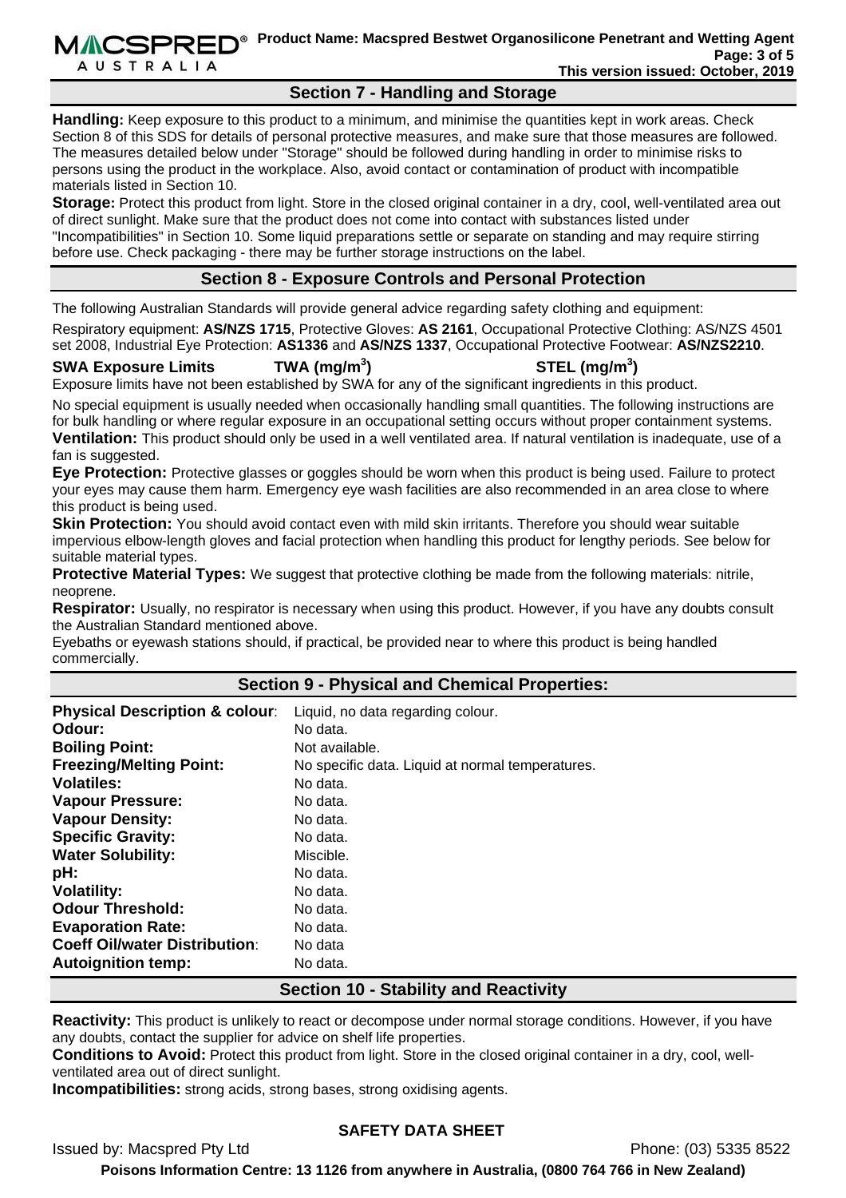## Section 7 - Handling and Storage

**Handling:** Keep exposure to this product to a minimum, and minimise the quantities kept in work areas. Check Section 8 of this SDS for details of personal protective measures, and make sure that those measures are followed. The measures detailed below under "Storage" should be followed during handling in order to minimise risks to persons using the product in the workplace. Also, avoid contact or contamination of product with incompatible materials listed in Section 10.

**Storage:** Protect this product from light. Store in the closed original container in a dry, cool, well-ventilated area out of direct sunlight. Make sure that the product does not come into contact with substances listed under "Incompatibilities" in Section 10. Some liquid preparations settle or separate on standing and may require stirring before use. Check packaging - there may be further storage instructions on the label.

## Section 8 - Exposure Controls and Personal Protection

The following Australian Standards will provide general advice regarding safety clothing and equipment:

Respiratory equipment: **AS/NZS 1715**, Protective Gloves: **AS 2161**, Occupational Protective Clothing: AS/NZS 4501 set 2008, Industrial Eye Protection: **AS1336** and **AS/NZS 1337**, Occupational Protective Footwear: **AS/NZS2210**.

| SWA Exposure Limits | TWA (mg/m$^3$) | STEL (mg/m$^3$) |
|---|---|---|

Exposure limits have not been established by SWA for any of the significant ingredients in this product.

No special equipment is usually needed when occasionally handling small quantities. The following instructions are for bulk handling or where regular exposure in an occupational setting occurs without proper containment systems.

**Ventilation:** This product should only be used in a well ventilated area. If natural ventilation is inadequate, use of a fan is suggested.

**Eye Protection:** Protective glasses or goggles should be worn when this product is being used. Failure to protect your eyes may cause them harm. Emergency eye wash facilities are also recommended in an area close to where this product is being used.

**Skin Protection:** You should avoid contact even with mild skin irritants. Therefore you should wear suitable impervious elbow-length gloves and facial protection when handling this product for lengthy periods. See below for suitable material types.

**Protective Material Types:** We suggest that protective clothing be made from the following materials: nitrile, neoprene.

**Respirator:** Usually, no respirator is necessary when using this product. However, if you have any doubts consult the Australian Standard mentioned above.

Eyebaths or eyewash stations should, if practical, be provided near to where this product is being handled commercially.

## Section 9 - Physical and Chemical Properties:

| | |
|---|---|
| **Physical Description & colour**: | Liquid, no data regarding colour. |
| **Odour:** | No data. |
| **Boiling Point:** | Not available. |
| **Freezing/Melting Point:** | No specific data. Liquid at normal temperatures. |
| **Volatiles:** | No data. |
| **Vapour Pressure:** | No data. |
| **Vapour Density:** | No data. |
| **Specific Gravity:** | No data. |
| **Water Solubility:** | Miscible. |
| **pH:** | No data. |
| **Volatility:** | No data. |
| **Odour Threshold:** | No data. |
| **Evaporation Rate:** | No data. |
| **Coeff Oil/water Distribution**: | No data |
| **Autoignition temp:** | No data. |

## Section 10 - Stability and Reactivity

**Reactivity:** This product is unlikely to react or decompose under normal storage conditions. However, if you have any doubts, contact the supplier for advice on shelf life properties.

**Conditions to Avoid:** Protect this product from light. Store in the closed original container in a dry, cool, well-ventilated area out of direct sunlight.

**Incompatibilities:** strong acids, strong bases, strong oxidising agents.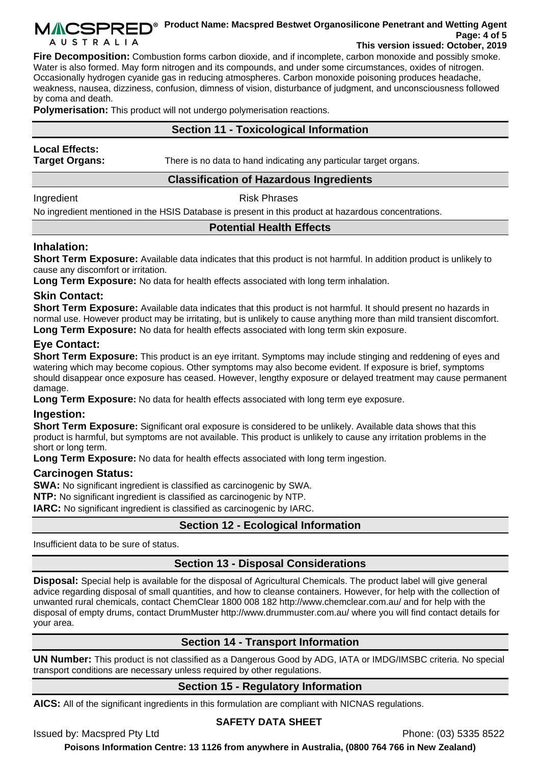**Fire Decomposition:** Combustion forms carbon dioxide, and if incomplete, carbon monoxide and possibly smoke. Water is also formed. May form nitrogen and its compounds, and under some circumstances, oxides of nitrogen. Occasionally hydrogen cyanide gas in reducing atmospheres. Carbon monoxide poisoning produces headache, weakness, nausea, dizziness, confusion, dimness of vision, disturbance of judgment, and unconsciousness followed by coma and death.

**Polymerisation:** This product will not undergo polymerisation reactions.

## Section 11 - Toxicological Information

**Local Effects:**

**Target Organs:** There is no data to hand indicating any particular target organs.

### Classification of Hazardous Ingredients

| Ingredient | Risk Phrases |
|---|---|

No ingredient mentioned in the HSIS Database is present in this product at hazardous concentrations.

### Potential Health Effects

### Inhalation:

**Short Term Exposure:** Available data indicates that this product is not harmful. In addition product is unlikely to cause any discomfort or irritation.

**Long Term Exposure:** No data for health effects associated with long term inhalation.

### Skin Contact:

**Short Term Exposure:** Available data indicates that this product is not harmful. It should present no hazards in normal use. However product may be irritating, but is unlikely to cause anything more than mild transient discomfort.

**Long Term Exposure:** No data for health effects associated with long term skin exposure.

### Eye Contact:

**Short Term Exposure:** This product is an eye irritant. Symptoms may include stinging and reddening of eyes and watering which may become copious. Other symptoms may also become evident. If exposure is brief, symptoms should disappear once exposure has ceased. However, lengthy exposure or delayed treatment may cause permanent damage.

**Long Term Exposure:** No data for health effects associated with long term eye exposure.

### Ingestion:

**Short Term Exposure:** Significant oral exposure is considered to be unlikely. Available data shows that this product is harmful, but symptoms are not available. This product is unlikely to cause any irritation problems in the short or long term.

**Long Term Exposure:** No data for health effects associated with long term ingestion.

### Carcinogen Status:

**SWA:** No significant ingredient is classified as carcinogenic by SWA.

**NTP:** No significant ingredient is classified as carcinogenic by NTP.

**IARC:** No significant ingredient is classified as carcinogenic by IARC.

## Section 12 - Ecological Information

Insufficient data to be sure of status.

## Section 13 - Disposal Considerations

**Disposal:** Special help is available for the disposal of Agricultural Chemicals. The product label will give general advice regarding disposal of small quantities, and how to cleanse containers. However, for help with the collection of unwanted rural chemicals, contact ChemClear 1800 008 182 http://www.chemclear.com.au/ and for help with the disposal of empty drums, contact DrumMuster http://www.drummuster.com.au/ where you will find contact details for your area.

## Section 14 - Transport Information

**UN Number:** This product is not classified as a Dangerous Good by ADG, IATA or IMDG/IMSBC criteria. No special transport conditions are necessary unless required by other regulations.

## Section 15 - Regulatory Information

**AICS:** All of the significant ingredients in this formulation are compliant with NICNAS regulations.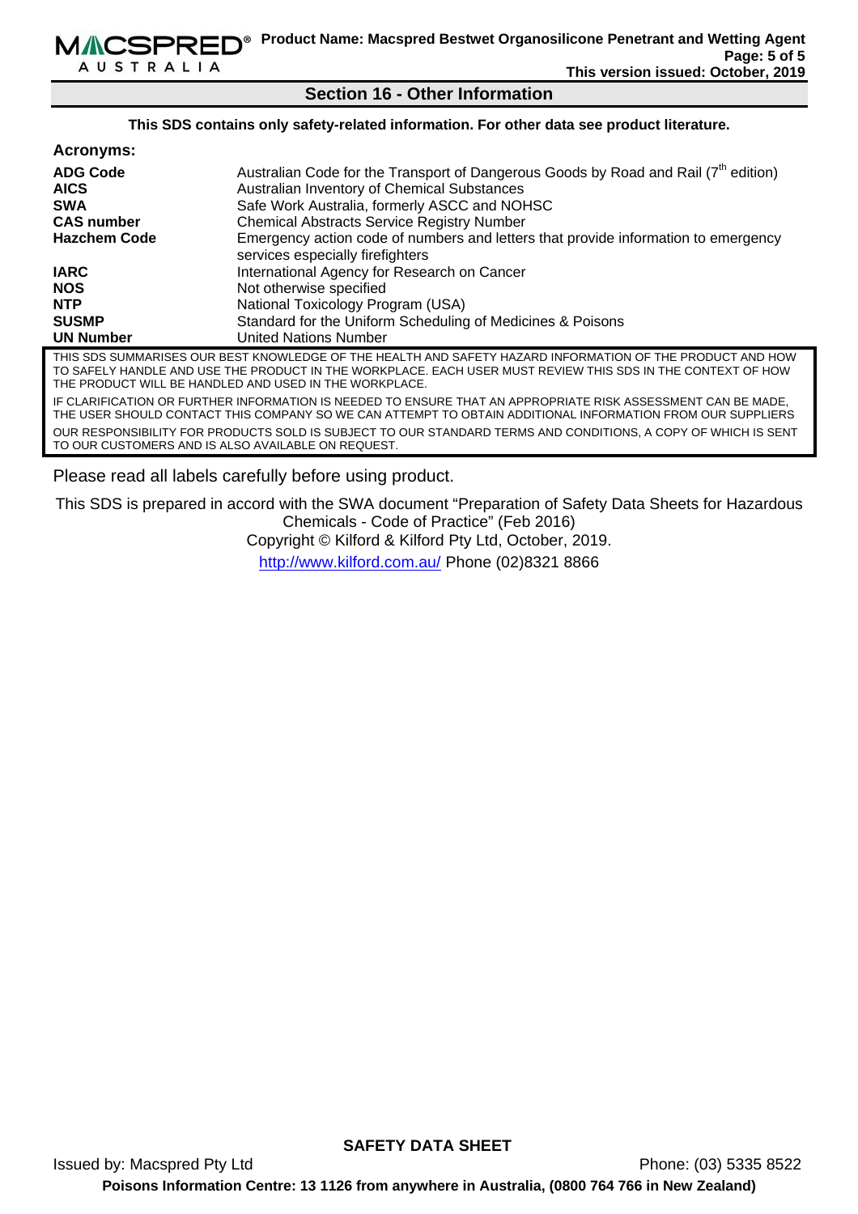## Section 16 - Other Information

**This SDS contains only safety-related information. For other data see product literature.**

**Acronyms:**

| | |
|---|---|
| **ADG Code** | Australian Code for the Transport of Dangerous Goods by Road and Rail (7th edition) |
| **AICS** | Australian Inventory of Chemical Substances |
| **SWA** | Safe Work Australia, formerly ASCC and NOHSC |
| **CAS number** | Chemical Abstracts Service Registry Number |
| **Hazchem Code** | Emergency action code of numbers and letters that provide information to emergency services especially firefighters |
| **IARC** | International Agency for Research on Cancer |
| **NOS** | Not otherwise specified |
| **NTP** | National Toxicology Program (USA) |
| **SUSMP** | Standard for the Uniform Scheduling of Medicines & Poisons |
| **UN Number** | United Nations Number |

THIS SDS SUMMARISES OUR BEST KNOWLEDGE OF THE HEALTH AND SAFETY HAZARD INFORMATION OF THE PRODUCT AND HOW TO SAFELY HANDLE AND USE THE PRODUCT IN THE WORKPLACE. EACH USER MUST REVIEW THIS SDS IN THE CONTEXT OF HOW THE PRODUCT WILL BE HANDLED AND USED IN THE WORKPLACE.

IF CLARIFICATION OR FURTHER INFORMATION IS NEEDED TO ENSURE THAT AN APPROPRIATE RISK ASSESSMENT CAN BE MADE, THE USER SHOULD CONTACT THIS COMPANY SO WE CAN ATTEMPT TO OBTAIN ADDITIONAL INFORMATION FROM OUR SUPPLIERS

OUR RESPONSIBILITY FOR PRODUCTS SOLD IS SUBJECT TO OUR STANDARD TERMS AND CONDITIONS, A COPY OF WHICH IS SENT TO OUR CUSTOMERS AND IS ALSO AVAILABLE ON REQUEST.

Please read all labels carefully before using product.

This SDS is prepared in accord with the SWA document "Preparation of Safety Data Sheets for Hazardous Chemicals - Code of Practice" (Feb 2016)

Copyright © Kilford & Kilford Pty Ltd, October, 2019.

http://www.kilford.com.au/ Phone (02)8321 8866